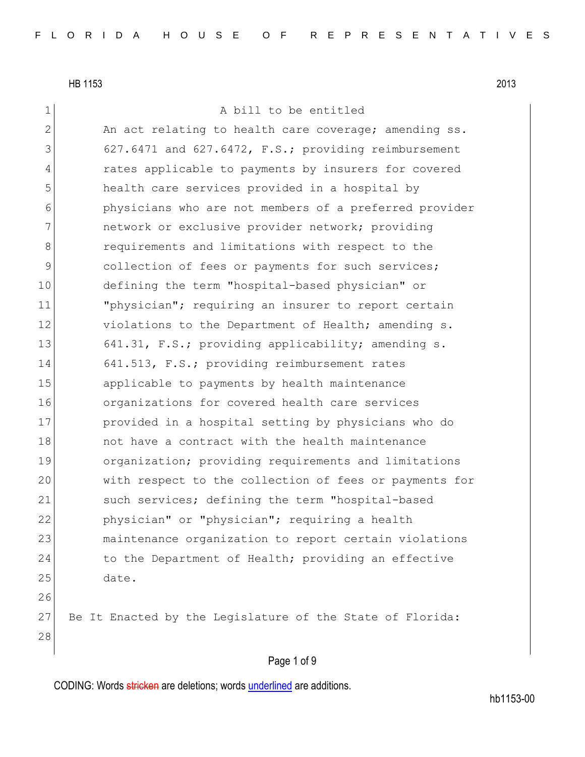HB 1153 2013

A bill to be entitled

An act relating to health care coverage; amending ss. 627.6471 and 627.6472, F.S.; providing reimbursement rates applicable to payments by insurers for covered health care services provided in a hospital by physicians who are not members of a preferred provider network or exclusive provider network; providing requirements and limitations with respect to the collection of fees or payments for such services; defining the term "hospital-based physician" or "physician"; requiring an insurer to report certain violations to the Department of Health; amending s. 641.31, F.S.; providing applicability; amending s. 641.513, F.S.; providing reimbursement rates applicable to payments by health maintenance organizations for covered health care services provided in a hospital setting by physicians who do not have a contract with the health maintenance organization; providing requirements and limitations with respect to the collection of fees or payments for such services; defining the term "hospital-based physician" or "physician"; requiring a health maintenance organization to report certain violations to the Department of Health; providing an effective date.

Be It Enacted by the Legislature of the State of Florida:

CODING: Words ~~stricken~~ are deletions; words underlined are additions.

hb1153-00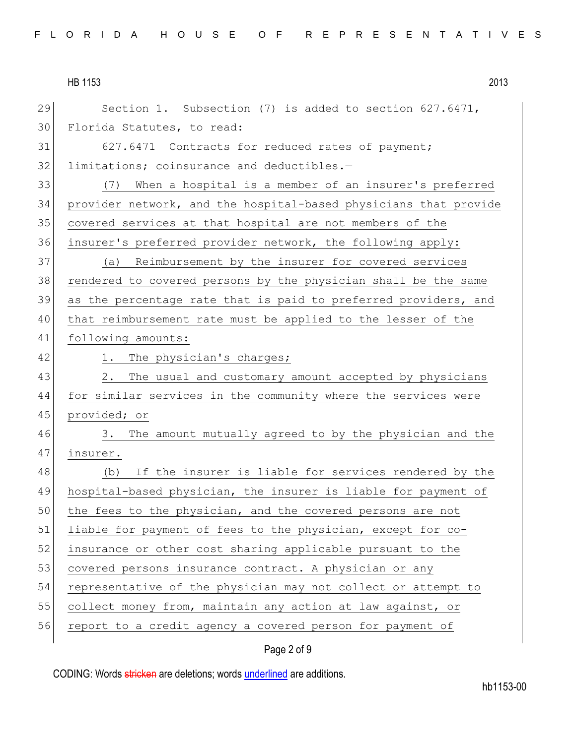Section 1. Subsection (7) is added to section 627.6471, Florida Statutes, to read:

627.6471 Contracts for reduced rates of payment; limitations; coinsurance and deductibles.—

(7) When a hospital is a member of an insurer's preferred provider network, and the hospital-based physicians that provide covered services at that hospital are not members of the insurer's preferred provider network, the following apply:

(a) Reimbursement by the insurer for covered services rendered to covered persons by the physician shall be the same as the percentage rate that is paid to preferred providers, and that reimbursement rate must be applied to the lesser of the following amounts:

1. The physician's charges;

2. The usual and customary amount accepted by physicians for similar services in the community where the services were provided; or

3. The amount mutually agreed to by the physician and the insurer.

(b) If the insurer is liable for services rendered by the hospital-based physician, the insurer is liable for payment of the fees to the physician, and the covered persons are not liable for payment of fees to the physician, except for co-insurance or other cost sharing applicable pursuant to the covered persons insurance contract. A physician or any representative of the physician may not collect or attempt to collect money from, maintain any action at law against, or report to a credit agency a covered person for payment of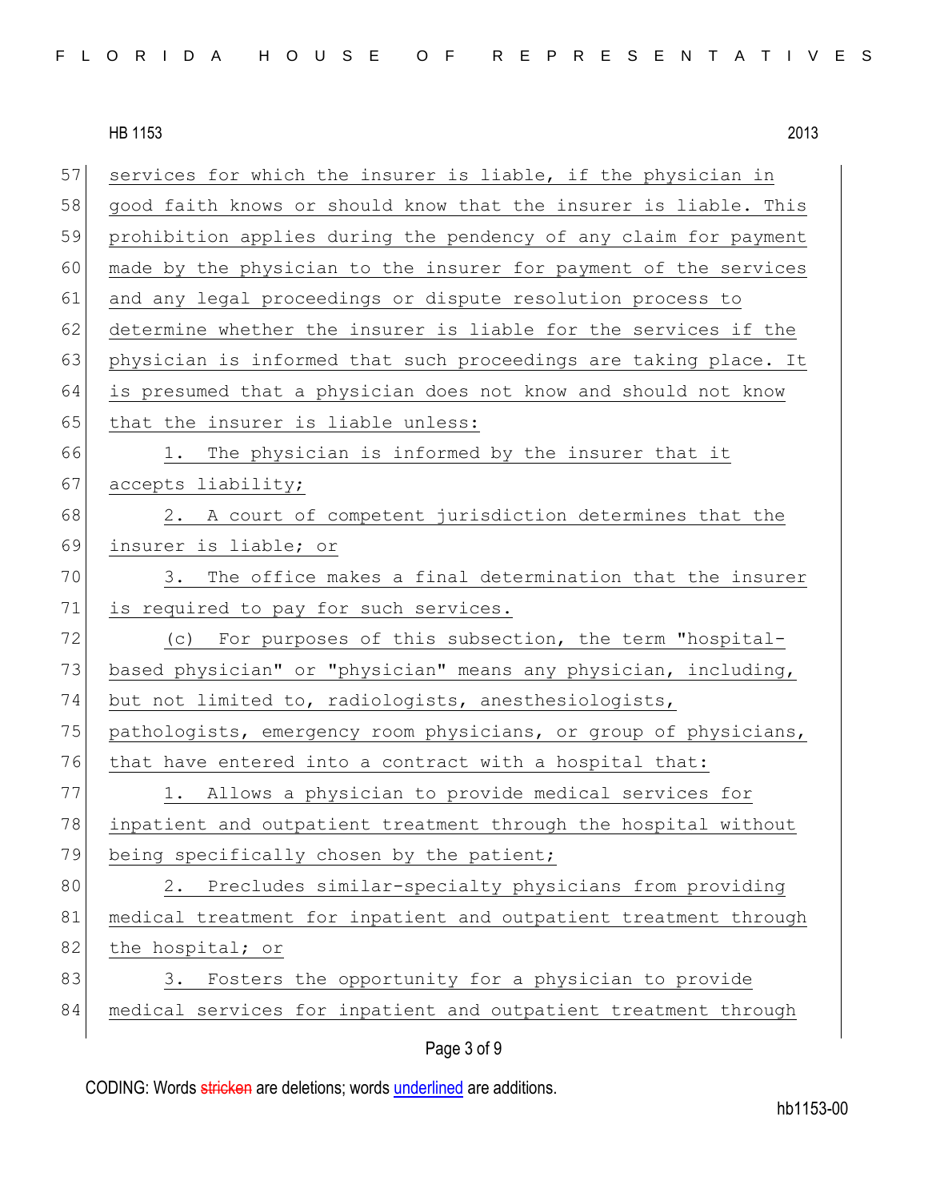services for which the insurer is liable, if the physician in good faith knows or should know that the insurer is liable. This prohibition applies during the pendency of any claim for payment made by the physician to the insurer for payment of the services and any legal proceedings or dispute resolution process to determine whether the insurer is liable for the services if the physician is informed that such proceedings are taking place. It is presumed that a physician does not know and should not know that the insurer is liable unless:

1. The physician is informed by the insurer that it accepts liability;

2. A court of competent jurisdiction determines that the insurer is liable; or

3. The office makes a final determination that the insurer is required to pay for such services.

(c) For purposes of this subsection, the term "hospital-based physician" or "physician" means any physician, including, but not limited to, radiologists, anesthesiologists, pathologists, emergency room physicians, or group of physicians, that have entered into a contract with a hospital that:

1. Allows a physician to provide medical services for inpatient and outpatient treatment through the hospital without being specifically chosen by the patient;

2. Precludes similar-specialty physicians from providing medical treatment for inpatient and outpatient treatment through the hospital; or

3. Fosters the opportunity for a physician to provide medical services for inpatient and outpatient treatment through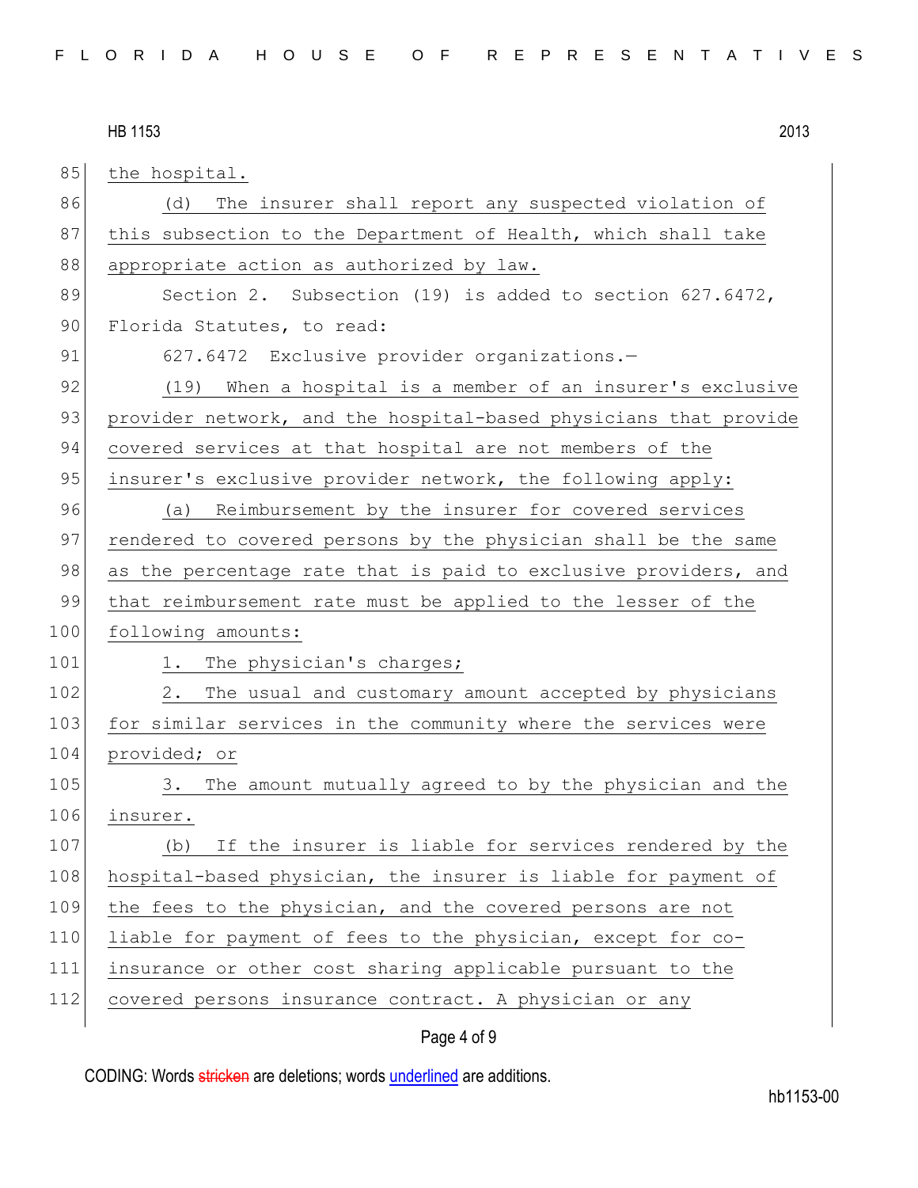the hospital.

(d) The insurer shall report any suspected violation of this subsection to the Department of Health, which shall take appropriate action as authorized by law.

Section 2. Subsection (19) is added to section 627.6472, Florida Statutes, to read:

627.6472 Exclusive provider organizations.—

(19) When a hospital is a member of an insurer's exclusive provider network, and the hospital-based physicians that provide covered services at that hospital are not members of the insurer's exclusive provider network, the following apply:

(a) Reimbursement by the insurer for covered services rendered to covered persons by the physician shall be the same as the percentage rate that is paid to exclusive providers, and that reimbursement rate must be applied to the lesser of the following amounts:

1. The physician's charges;

2. The usual and customary amount accepted by physicians for similar services in the community where the services were provided; or

3. The amount mutually agreed to by the physician and the insurer.

(b) If the insurer is liable for services rendered by the hospital-based physician, the insurer is liable for payment of the fees to the physician, and the covered persons are not liable for payment of fees to the physician, except for co-insurance or other cost sharing applicable pursuant to the covered persons insurance contract. A physician or any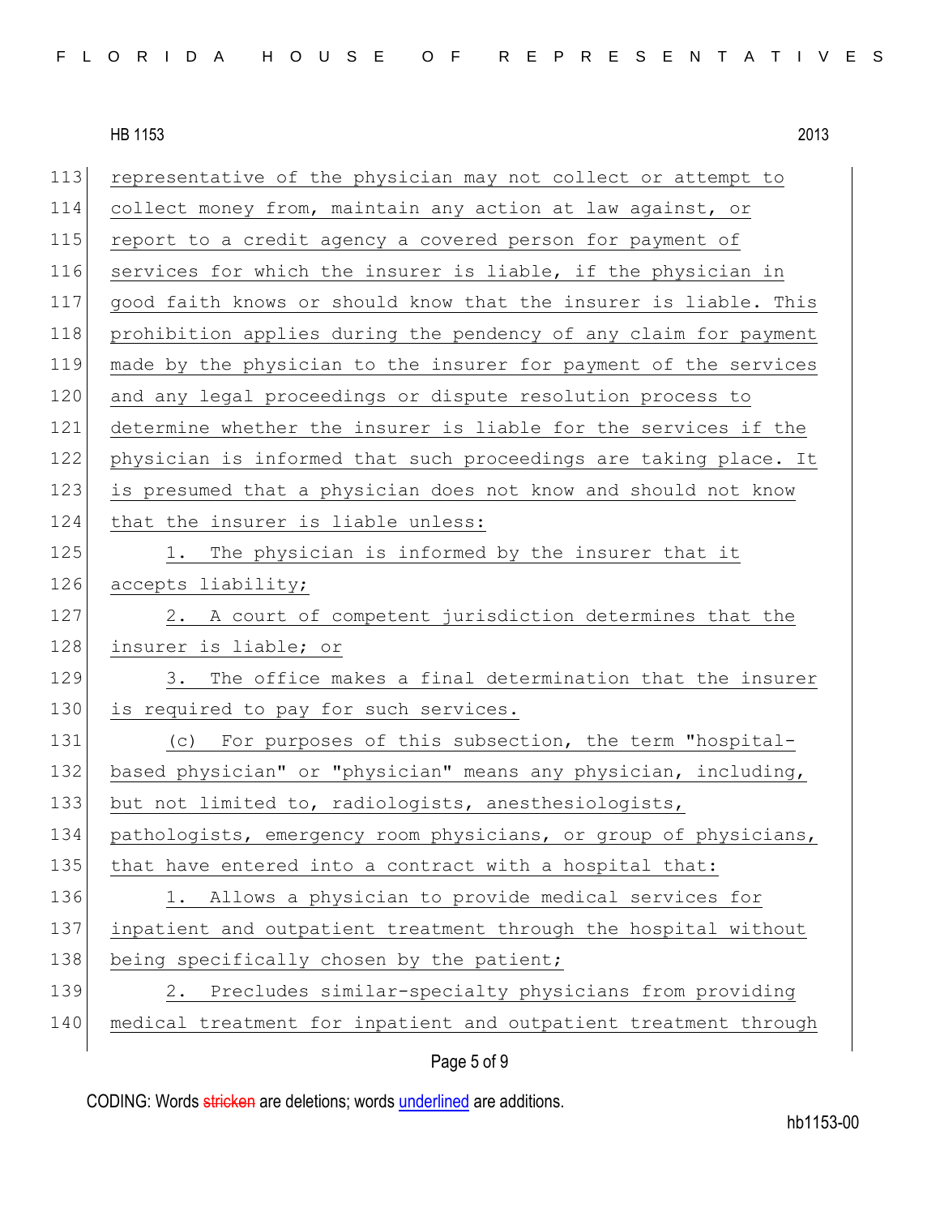representative of the physician may not collect or attempt to collect money from, maintain any action at law against, or report to a credit agency a covered person for payment of services for which the insurer is liable, if the physician in good faith knows or should know that the insurer is liable. This prohibition applies during the pendency of any claim for payment made by the physician to the insurer for payment of the services and any legal proceedings or dispute resolution process to determine whether the insurer is liable for the services if the physician is informed that such proceedings are taking place. It is presumed that a physician does not know and should not know that the insurer is liable unless:

1. The physician is informed by the insurer that it accepts liability;

2. A court of competent jurisdiction determines that the insurer is liable; or

3. The office makes a final determination that the insurer is required to pay for such services.

(c) For purposes of this subsection, the term "hospital-based physician" or "physician" means any physician, including, but not limited to, radiologists, anesthesiologists, pathologists, emergency room physicians, or group of physicians, that have entered into a contract with a hospital that:

1. Allows a physician to provide medical services for inpatient and outpatient treatment through the hospital without being specifically chosen by the patient;

2. Precludes similar-specialty physicians from providing medical treatment for inpatient and outpatient treatment through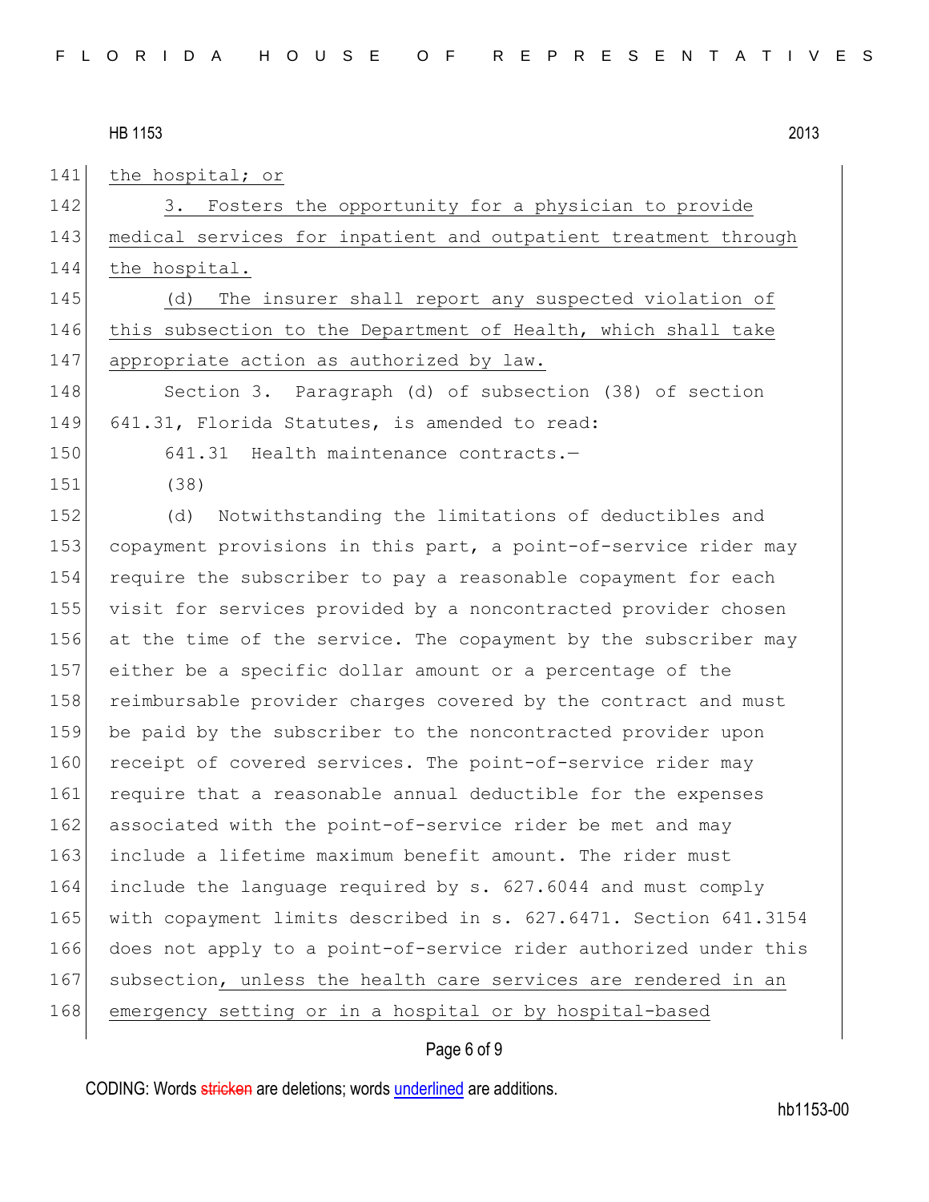the hospital; or

3. Fosters the opportunity for a physician to provide medical services for inpatient and outpatient treatment through the hospital.

(d) The insurer shall report any suspected violation of this subsection to the Department of Health, which shall take appropriate action as authorized by law.

Section 3. Paragraph (d) of subsection (38) of section 641.31, Florida Statutes, is amended to read:

641.31 Health maintenance contracts.—

(38)

(d) Notwithstanding the limitations of deductibles and copayment provisions in this part, a point-of-service rider may require the subscriber to pay a reasonable copayment for each visit for services provided by a noncontracted provider chosen at the time of the service. The copayment by the subscriber may either be a specific dollar amount or a percentage of the reimbursable provider charges covered by the contract and must be paid by the subscriber to the noncontracted provider upon receipt of covered services. The point-of-service rider may require that a reasonable annual deductible for the expenses associated with the point-of-service rider be met and may include a lifetime maximum benefit amount. The rider must include the language required by s. 627.6044 and must comply with copayment limits described in s. 627.6471. Section 641.3154 does not apply to a point-of-service rider authorized under this subsection, unless the health care services are rendered in an emergency setting or in a hospital or by hospital-based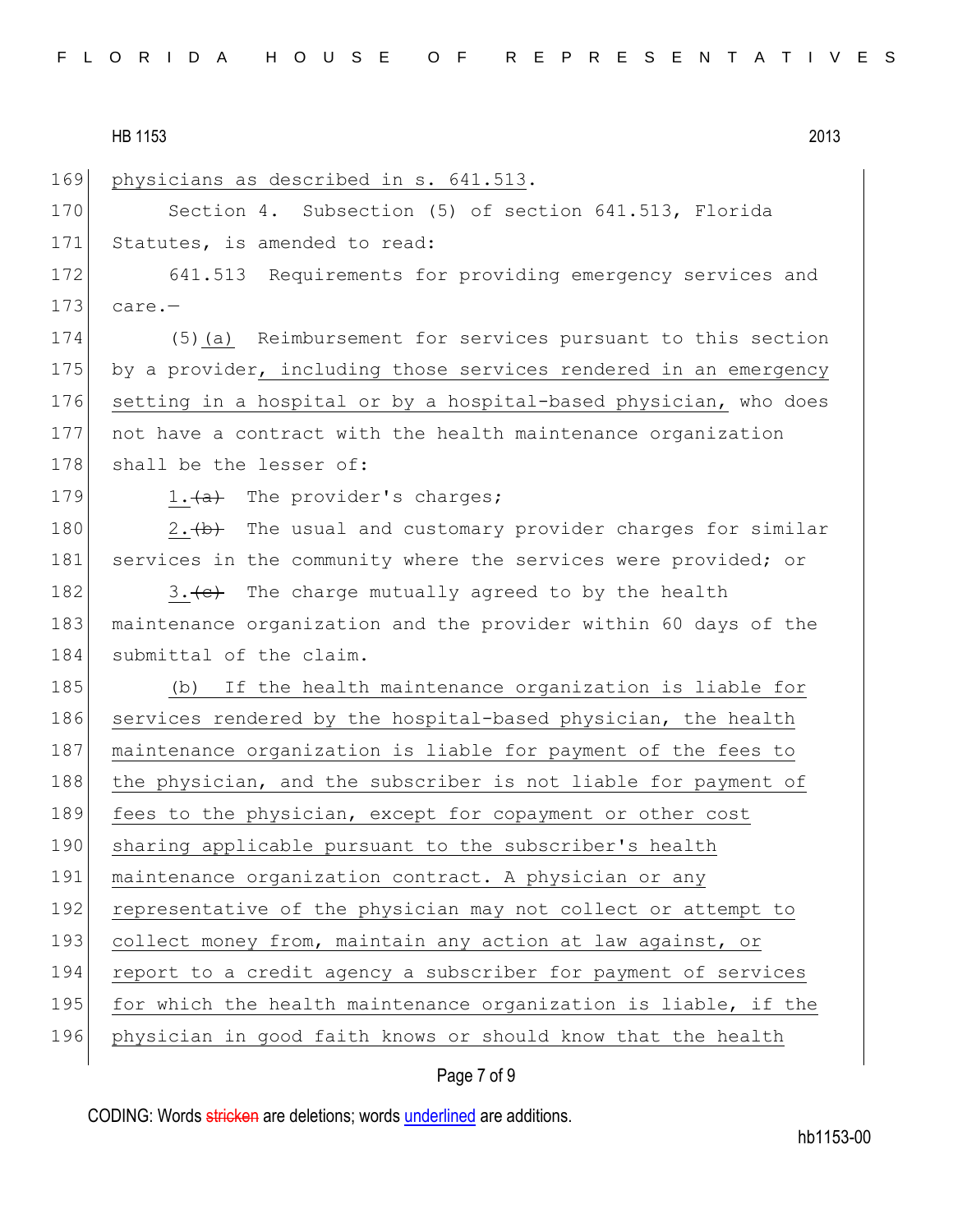physicians as described in s. 641.513.

Section 4. Subsection (5) of section 641.513, Florida Statutes, is amended to read:

641.513 Requirements for providing emergency services and care.—

(5)(a) Reimbursement for services pursuant to this section by a provider, including those services rendered in an emergency setting in a hospital or by a hospital-based physician, who does not have a contract with the health maintenance organization shall be the lesser of:

1.~~(a)~~ The provider's charges;

2.~~(b)~~ The usual and customary provider charges for similar services in the community where the services were provided; or

3.~~(c)~~ The charge mutually agreed to by the health maintenance organization and the provider within 60 days of the submittal of the claim.

(b) If the health maintenance organization is liable for services rendered by the hospital-based physician, the health maintenance organization is liable for payment of the fees to the physician, and the subscriber is not liable for payment of fees to the physician, except for copayment or other cost sharing applicable pursuant to the subscriber's health maintenance organization contract. A physician or any representative of the physician may not collect or attempt to collect money from, maintain any action at law against, or report to a credit agency a subscriber for payment of services for which the health maintenance organization is liable, if the physician in good faith knows or should know that the health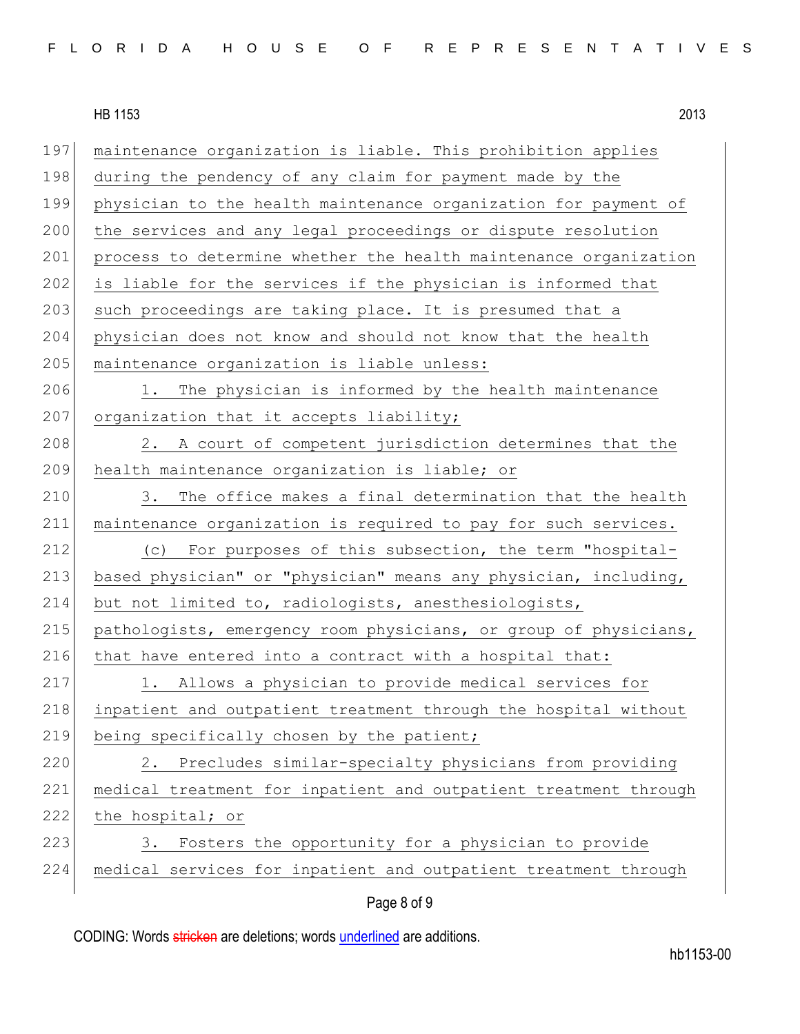maintenance organization is liable. This prohibition applies during the pendency of any claim for payment made by the physician to the health maintenance organization for payment of the services and any legal proceedings or dispute resolution process to determine whether the health maintenance organization is liable for the services if the physician is informed that such proceedings are taking place. It is presumed that a physician does not know and should not know that the health maintenance organization is liable unless:

1. The physician is informed by the health maintenance organization that it accepts liability;
2. A court of competent jurisdiction determines that the health maintenance organization is liable; or
3. The office makes a final determination that the health maintenance organization is required to pay for such services.

(c) For purposes of this subsection, the term "hospital-based physician" or "physician" means any physician, including, but not limited to, radiologists, anesthesiologists, pathologists, emergency room physicians, or group of physicians, that have entered into a contract with a hospital that:

1. Allows a physician to provide medical services for inpatient and outpatient treatment through the hospital without being specifically chosen by the patient;
2. Precludes similar-specialty physicians from providing medical treatment for inpatient and outpatient treatment through the hospital; or
3. Fosters the opportunity for a physician to provide medical services for inpatient and outpatient treatment through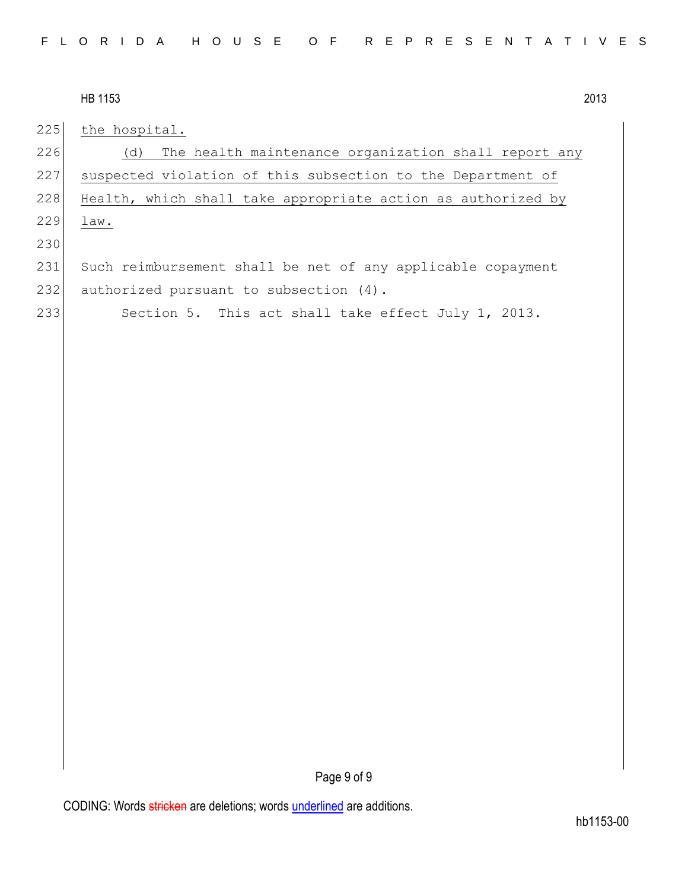the hospital.

(d) The health maintenance organization shall report any suspected violation of this subsection to the Department of Health, which shall take appropriate action as authorized by law.

Such reimbursement shall be net of any applicable copayment authorized pursuant to subsection (4).

Section 5. This act shall take effect July 1, 2013.

CODING: Words stricken are deletions; words underlined are additions.